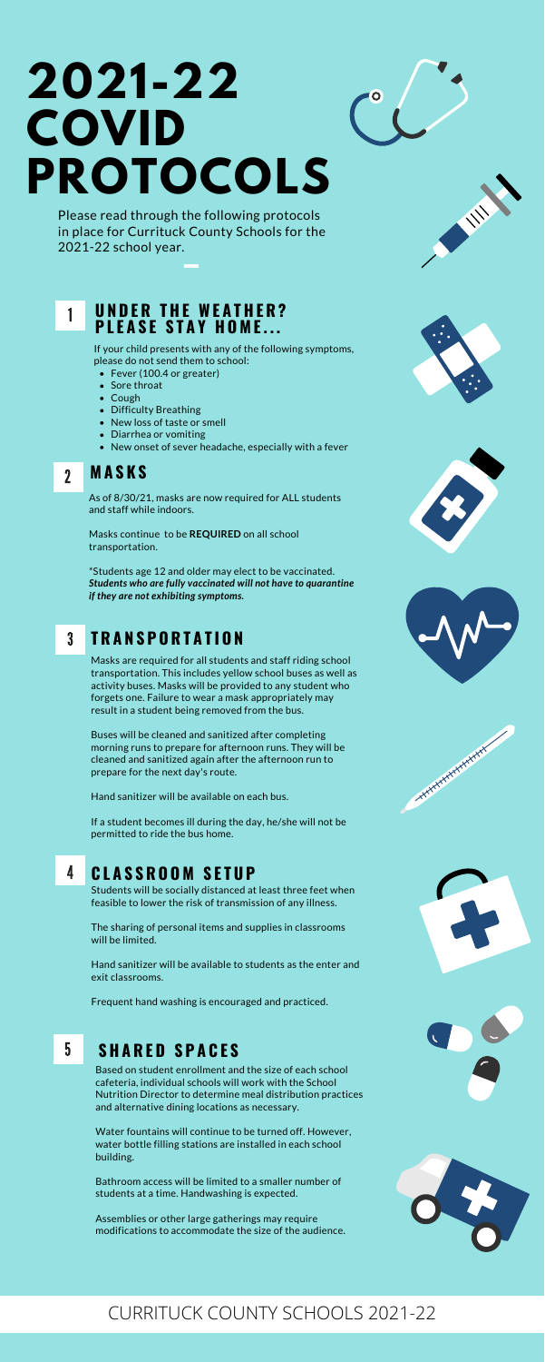# 2021-22 COVID PROTOCOLS

Please read through the following protocols in place for Currituck County Schools for the 2021-22 school year.

## 1 UNDER THE WEATHER? PLEASE STAY HOME...

If your child presents with any of the following symptoms, please do not send them to school:

- Fever (100.4 or greater)
- Sore throat
- Cough
- Difficulty Breathing
- New loss of taste or smell
- Diarrhea or vomiting
- New onset of sever headache, especially with a fever

## 2 MASKS

As of 8/30/21, masks are now required for ALL students and staff while indoors.

Masks continue to be **REQUIRED** on all school transportation.

*Students age 12 and older may elect to be vaccinated. ***Students who are fully vaccinated will not have to quarantine if they are not exhibiting symptoms.***

## 3 TRANSPORTATION

Masks are required for all students and staff riding school transportation. This includes yellow school buses as well as activity buses. Masks will be provided to any student who forgets one. Failure to wear a mask appropriately may result in a student being removed from the bus.

Buses will be cleaned and sanitized after completing morning runs to prepare for afternoon runs. They will be cleaned and sanitized again after the afternoon run to prepare for the next day's route.

Hand sanitizer will be available on each bus.

If a student becomes ill during the day, he/she will not be permitted to ride the bus home.

## 4 CLASSROOM SETUP

Students will be socially distanced at least three feet when feasible to lower the risk of transmission of any illness.

The sharing of personal items and supplies in classrooms will be limited.

Hand sanitizer will be available to students as the enter and exit classrooms.

Frequent hand washing is encouraged and practiced.

## 5 SHARED SPACES

Based on student enrollment and the size of each school cafeteria, individual schools will work with the School Nutrition Director to determine meal distribution practices and alternative dining locations as necessary.

Water fountains will continue to be turned off. However, water bottle filling stations are installed in each school building.

Bathroom access will be limited to a smaller number of students at a time. Handwashing is expected.

Assemblies or other large gatherings may require modifications to accommodate the size of the audience.

CURRITUCK COUNTY SCHOOLS 2021-22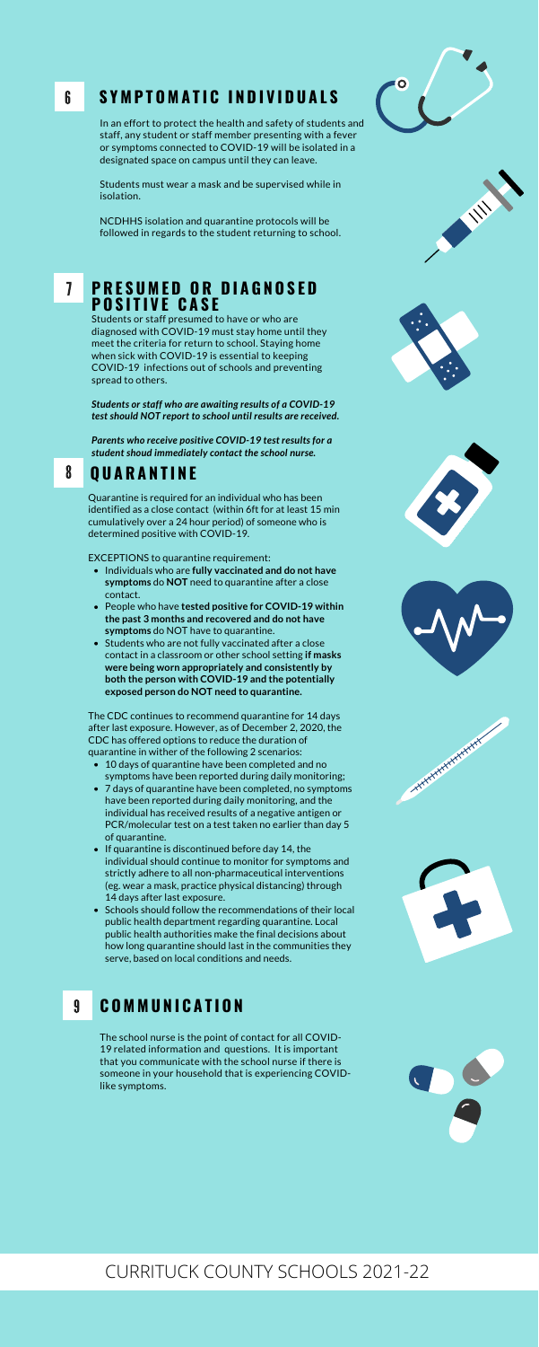## 6 SYMPTOMATIC INDIVIDUALS

In an effort to protect the health and safety of students and staff, any student or staff member presenting with a fever or symptoms connected to COVID-19 will be isolated in a designated space on campus until they can leave.

Students must wear a mask and be supervised while in isolation.

NCDHHS isolation and quarantine protocols will be followed in regards to the student returning to school.

## 7 PRESUMED OR DIAGNOSED POSITIVE CASE

Students or staff presumed to have or who are diagnosed with COVID-19 must stay home until they meet the criteria for return to school. Staying home when sick with COVID-19 is essential to keeping COVID-19 infections out of schools and preventing spread to others.

***Students or staff who are awaiting results of a COVID-19 test should NOT report to school until results are received.***

***Parents who receive positive COVID-19 test results for a student shoud immediately contact the school nurse.***

## 8 QUARANTINE

Quarantine is required for an individual who has been identified as a close contact (within 6ft for at least 15 min cumulatively over a 24 hour period) of someone who is determined positive with COVID-19.

EXCEPTIONS to quarantine requirement:

- Individuals who are **fully vaccinated and do not have symptoms** do **NOT** need to quarantine after a close contact.
- People who have **tested positive for COVID-19 within the past 3 months and recovered and do not have symptoms** do NOT have to quarantine.
- Students who are not fully vaccinated after a close contact in a classroom or other school setting **if masks were being worn appropriately and consistently by both the person with COVID-19 and the potentially exposed person do NOT need to quarantine.**

The CDC continues to recommend quarantine for 14 days after last exposure. However, as of December 2, 2020, the CDC has offered options to reduce the duration of quarantine in wither of the following 2 scenarios:

- 10 days of quarantine have been completed and no symptoms have been reported during daily monitoring;
- 7 days of quarantine have been completed, no symptoms have been reported during daily monitoring, and the individual has received results of a negative antigen or PCR/molecular test on a test taken no earlier than day 5 of quarantine.
- If quarantine is discontinued before day 14, the individual should continue to monitor for symptoms and strictly adhere to all non-pharmaceutical interventions (eg. wear a mask, practice physical distancing) through 14 days after last exposure.
- Schools should follow the recommendations of their local public health department regarding quarantine. Local public health authorities make the final decisions about how long quarantine should last in the communities they serve, based on local conditions and needs.

## 9 COMMUNICATION

The school nurse is the point of contact for all COVID-19 related information and questions. It is important that you communicate with the school nurse if there is someone in your household that is experiencing COVID-like symptoms.

CURRITUCK COUNTY SCHOOLS 2021-22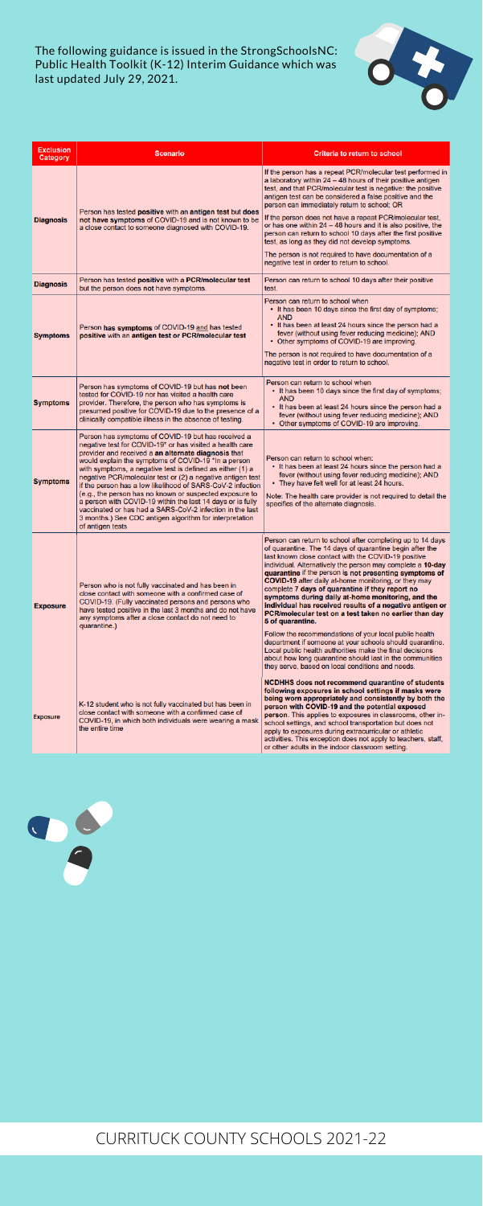The following guidance is issued in the StrongSchoolsNC: Public Health Toolkit (K-12) Interim Guidance which was last updated July 29, 2021.

| Exclusion Category | Scenario | Criteria to return to school |
|---|---|---|
| **Diagnosis** | Person has tested **positive** with an **antigen test but does not have symptoms** of COVID-19 and is not known to be a close contact to someone diagnosed with COVID-19. | If the person has a repeat PCR/molecular test performed in a laboratory within 24 – 48 hours of their positive antigen test, and that PCR/molecular test is negative: the positive antigen test can be considered a false positive and the person can immediately return to school; OR<br><br>If the person does not have a repeat PCR/molecular test, or has one within 24 – 48 hours and it is also positive, the person can return to school 10 days after the first positive test, as long as they did not develop symptoms.<br><br>The person is not required to have documentation of a negative test in order to return to school. |
| **Diagnosis** | Person has tested **positive** with a **PCR/molecular test** but the person does **not** have symptoms. | Person can return to school 10 days after their positive test. |
| **Symptoms** | Person **has symptoms** of COVID-19 and has tested **positive** with an **antigen test or PCR/molecular test** | Person can return to school when<br>• It has been 10 days since the first day of symptoms; **AND**<br>• It has been at least 24 hours since the person had a fever (without using fever reducing medicine); AND<br>• Other symptoms of COVID-19 are improving.<br><br>The person is not required to have documentation of a negative test in order to return to school. |
| **Symptoms** | Person has symptoms of COVID-19 but has **not** been tested for COVID-19 nor has visited a health care provider. Therefore, the person who has symptoms is presumed positive for COVID-19 due to the presence of a clinically compatible illness in the absence of testing. | Person can return to school when<br>• It has been 10 days since the first day of symptoms; **AND**<br>• It has been at least 24 hours since the person had a fever (without using fever reducing medicine); AND<br>• Other symptoms of COVID-19 are improving. |
| **Symptoms** | Person has symptoms of COVID-19 but has received a negative test for COVID-19* or has visited a health care provider and received an **alternate diagnosis** that would explain the symptoms of COVID-19 *In a person with symptoms, a negative test is defined as either (1) a negative PCR/molecular test or (2) a negative antigen test if the person has a low likelihood of SARS-CoV-2 infection (e.g., the person has no known or suspected exposure to a person with COVID-19 within the last 14 days or is fully vaccinated or has had a SARS-CoV-2 infection in the last 3 months.) See CDC antigen algorithm for interpretation of antigen tests | Person can return to school when:<br>• It has been at least 24 hours since the person had a fever (without using fever reducing medicine); AND<br>• They have felt well for at least 24 hours.<br><br>Note: The health care provider is not required to detail the specifics of the alternate diagnosis. |
| **Exposure** | Person who is not fully vaccinated and has been in close contact with someone with a confirmed case of COVID-19. (Fully vaccinated persons and persons who have tested positive in the last 3 months and do not have any symptoms after a close contact do not need to quarantine.) | Person can return to school after completing up to 14 days of quarantine. The 14 days of quarantine begin after the last known close contact with the COVID-19 positive individual. Alternatively the person may complete a **10-day quarantine** if the person is **not presenting symptoms of COVID-19** after daily at-home monitoring, or they may complete **7 days of quarantine if they report no symptoms during daily at-home monitoring, and the individual has received results of a negative antigen or PCR/molecular test on a test taken no earlier than day 5 of quarantine.**<br><br>Follow the recommendations of your local public health department if someone at your schools should quarantine. Local public health authorities make the final decisions about how long quarantine should last in the communities they serve, based on local conditions and needs. |
| **Exposure** | K-12 student who is not fully vaccinated but has been in close contact with someone with a confirmed case of COVID-19, in which both individuals were wearing a mask the entire time | **NCDHHS does not recommend quarantine of students following exposures in school settings if masks were being worn appropriately and consistently by both the person with COVID-19 and the potential exposed person.** This applies to exposures in classrooms, other in-school settings, and school transportation but does not apply to exposures during extracurricular or athletic activities. This exception does not apply to teachers, staff, or other adults in the indoor classroom setting. |

CURRITUCK COUNTY SCHOOLS 2021-22